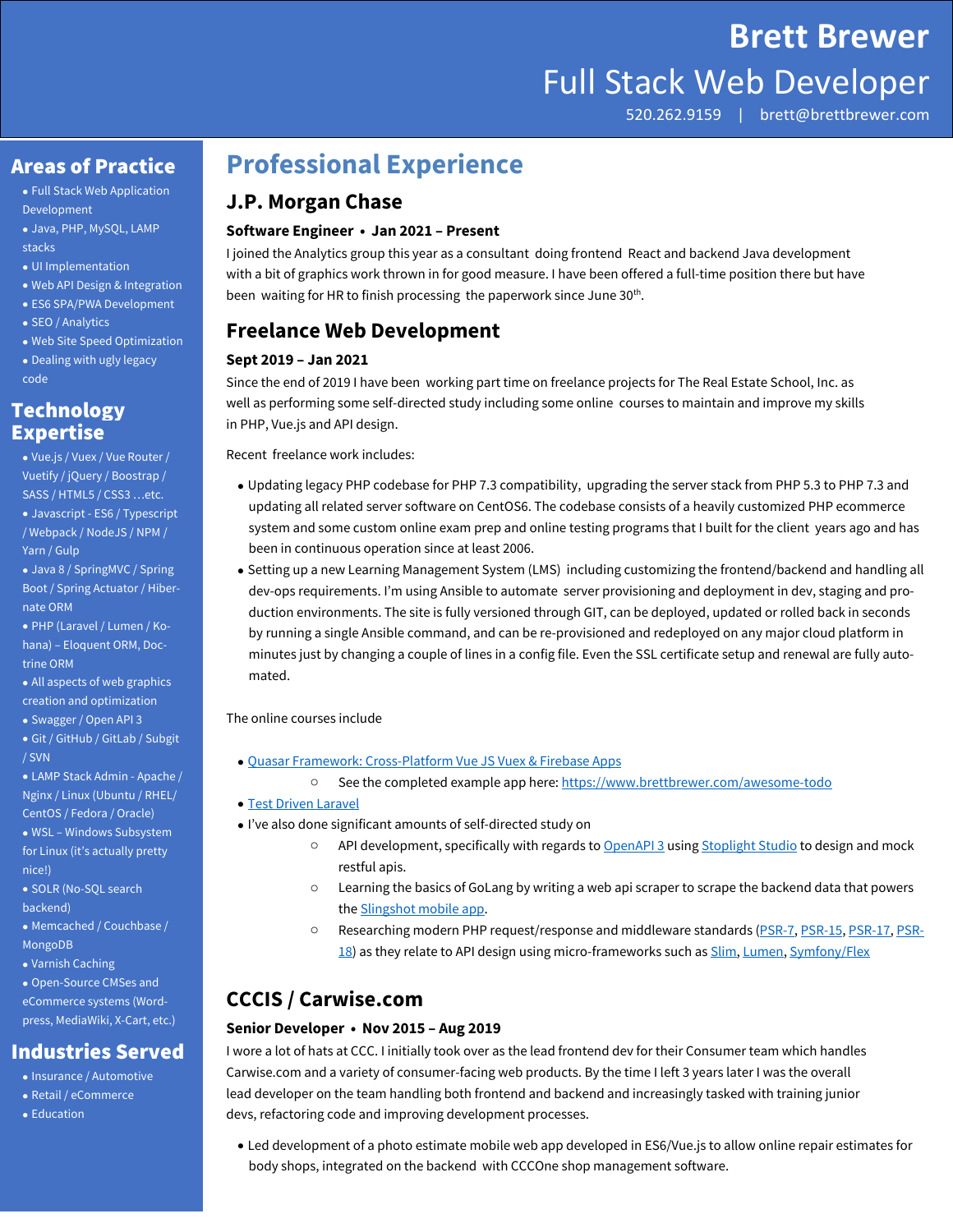# Brett Brewer

## Full Stack Web Developer

520.262.9159 | brett@brettbrewer.com

## Areas of Practice

- Full Stack Web Application Development
- Java, PHP, MySQL, LAMP stacks
- UI Implementation
- Web API Design & Integration
- ES6 SPA/PWA Development
- SEO / Analytics
- Web Site Speed Optimization
- Dealing with ugly legacy code

## Technology Expertise

- Vue.js / Vuex / Vue Router / Vuetify / jQuery / Boostrap / SASS / HTML5 / CSS3 …etc.
- Javascript - ES6 / Typescript / Webpack / NodeJS / NPM / Yarn / Gulp
- Java 8 / SpringMVC / Spring Boot / Spring Actuator / Hibernate ORM
- PHP (Laravel / Lumen / Kohana) – Eloquent ORM, Doctrine ORM
- All aspects of web graphics creation and optimization
- Swagger / Open API 3
- Git / GitHub / GitLab / Subgit / SVN
- LAMP Stack Admin - Apache / Nginx / Linux (Ubuntu / RHEL/ CentOS / Fedora / Oracle)
- WSL – Windows Subsystem for Linux (it's actually pretty nice!)
- SOLR (No-SQL search backend)
- Memcached / Couchbase / MongoDB
- Varnish Caching
- Open-Source CMSes and eCommerce systems (Wordpress, MediaWiki, X-Cart, etc.)

## Industries Served

- Insurance / Automotive
- Retail / eCommerce
- Education

# Professional Experience

## J.P. Morgan Chase

**Software Engineer • Jan 2021 – Present**

I joined the Analytics group this year as a consultant doing frontend React and backend Java development with a bit of graphics work thrown in for good measure. I have been offered a full-time position there but have been waiting for HR to finish processing the paperwork since June 30th.

## Freelance Web Development

**Sept 2019 – Jan 2021**

Since the end of 2019 I have been working part time on freelance projects for The Real Estate School, Inc. as well as performing some self-directed study including some online courses to maintain and improve my skills in PHP, Vue.js and API design.

Recent freelance work includes:

- Updating legacy PHP codebase for PHP 7.3 compatibility, upgrading the server stack from PHP 5.3 to PHP 7.3 and updating all related server software on CentOS6. The codebase consists of a heavily customized PHP ecommerce system and some custom online exam prep and online testing programs that I built for the client years ago and has been in continuous operation since at least 2006.
- Setting up a new Learning Management System (LMS) including customizing the frontend/backend and handling all dev-ops requirements. I'm using Ansible to automate server provisioning and deployment in dev, staging and production environments. The site is fully versioned through GIT, can be deployed, updated or rolled back in seconds by running a single Ansible command, and can be re-provisioned and redeployed on any major cloud platform in minutes just by changing a couple of lines in a config file. Even the SSL certificate setup and renewal are fully automated.

The online courses include

- Quasar Framework: Cross-Platform Vue JS Vuex & Firebase Apps
  - See the completed example app here: https://www.brettbrewer.com/awesome-todo
- Test Driven Laravel
- I've also done significant amounts of self-directed study on
  - API development, specifically with regards to OpenAPI 3 using Stoplight Studio to design and mock restful apis.
  - Learning the basics of GoLang by writing a web api scraper to scrape the backend data that powers the Slingshot mobile app.
  - Researching modern PHP request/response and middleware standards (PSR-7, PSR-15, PSR-17, PSR-18) as they relate to API design using micro-frameworks such as Slim, Lumen, Symfony/Flex

## CCCIS / Carwise.com

**Senior Developer • Nov 2015 – Aug 2019**

I wore a lot of hats at CCC. I initially took over as the lead frontend dev for their Consumer team which handles Carwise.com and a variety of consumer-facing web products. By the time I left 3 years later I was the overall lead developer on the team handling both frontend and backend and increasingly tasked with training junior devs, refactoring code and improving development processes.

- Led development of a photo estimate mobile web app developed in ES6/Vue.js to allow online repair estimates for body shops, integrated on the backend with CCCOne shop management software.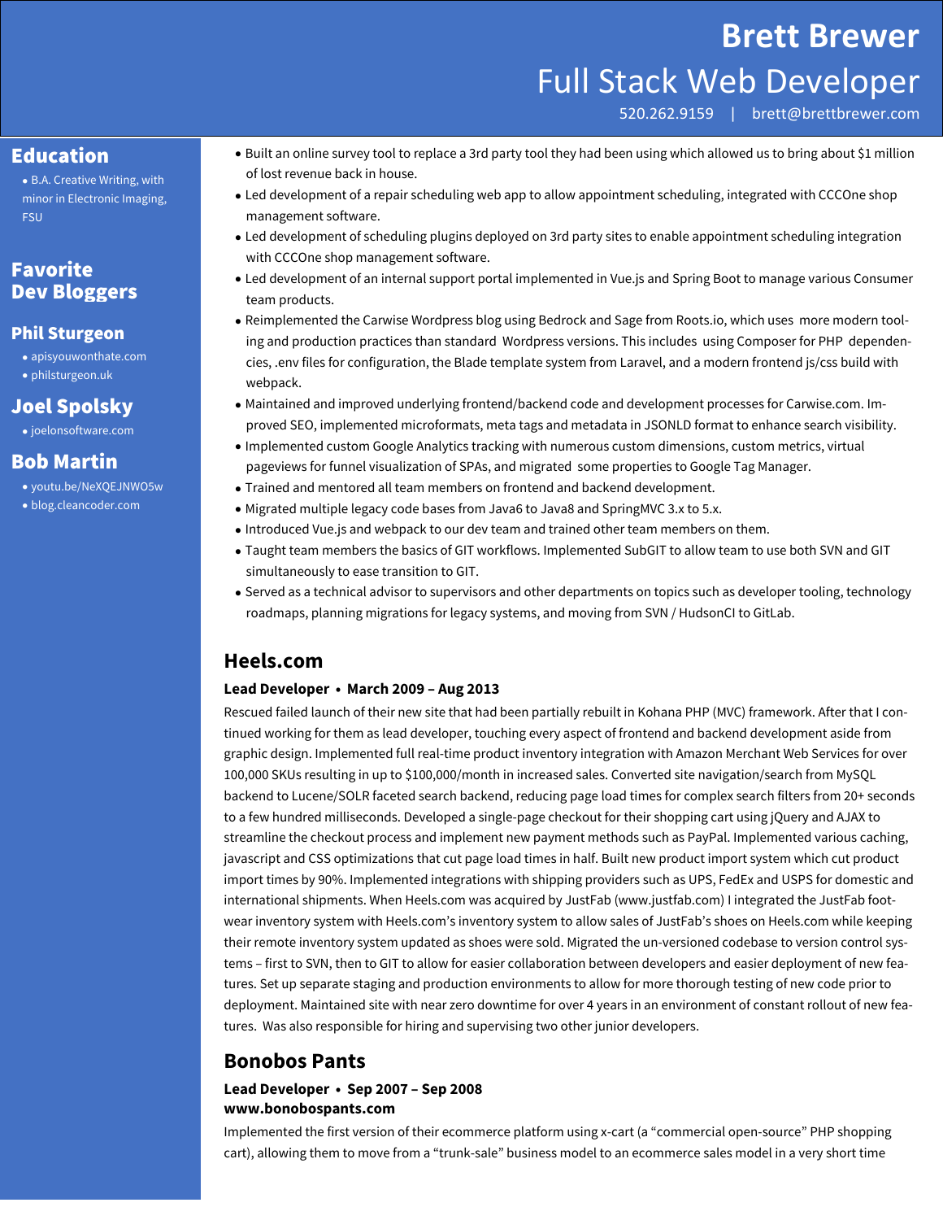# Brett Brewer

## Full Stack Web Developer

520.262.9159 | brett@brettbrewer.com

## Education

- B.A. Creative Writing, with minor in Electronic Imaging, FSU

## Favorite Dev Bloggers

### Phil Sturgeon

- apisyouwonthate.com
- philsturgeon.uk

### Joel Spolsky

- joelonsoftware.com

### Bob Martin

- youtu.be/NeXQEJNWO5w
- blog.cleancoder.com

---

- Built an online survey tool to replace a 3rd party tool they had been using which allowed us to bring about $1 million of lost revenue back in house.
- Led development of a repair scheduling web app to allow appointment scheduling, integrated with CCCOne shop management software.
- Led development of scheduling plugins deployed on 3rd party sites to enable appointment scheduling integration with CCCOne shop management software.
- Led development of an internal support portal implemented in Vue.js and Spring Boot to manage various Consumer team products.
- Reimplemented the Carwise Wordpress blog using Bedrock and Sage from Roots.io, which uses more modern tooling and production practices than standard Wordpress versions. This includes using Composer for PHP dependencies, .env files for configuration, the Blade template system from Laravel, and a modern frontend js/css build with webpack.
- Maintained and improved underlying frontend/backend code and development processes for Carwise.com. Improved SEO, implemented microformats, meta tags and metadata in JSONLD format to enhance search visibility.
- Implemented custom Google Analytics tracking with numerous custom dimensions, custom metrics, virtual pageviews for funnel visualization of SPAs, and migrated some properties to Google Tag Manager.
- Trained and mentored all team members on frontend and backend development.
- Migrated multiple legacy code bases from Java6 to Java8 and SpringMVC 3.x to 5.x.
- Introduced Vue.js and webpack to our dev team and trained other team members on them.
- Taught team members the basics of GIT workflows. Implemented SubGIT to allow team to use both SVN and GIT simultaneously to ease transition to GIT.
- Served as a technical advisor to supervisors and other departments on topics such as developer tooling, technology roadmaps, planning migrations for legacy systems, and moving from SVN / HudsonCI to GitLab.

## Heels.com

**Lead Developer • March 2009 – Aug 2013**

Rescued failed launch of their new site that had been partially rebuilt in Kohana PHP (MVC) framework. After that I continued working for them as lead developer, touching every aspect of frontend and backend development aside from graphic design. Implemented full real-time product inventory integration with Amazon Merchant Web Services for over 100,000 SKUs resulting in up to $100,000/month in increased sales. Converted site navigation/search from MySQL backend to Lucene/SOLR faceted search backend, reducing page load times for complex search filters from 20+ seconds to a few hundred milliseconds. Developed a single-page checkout for their shopping cart using jQuery and AJAX to streamline the checkout process and implement new payment methods such as PayPal. Implemented various caching, javascript and CSS optimizations that cut page load times in half. Built new product import system which cut product import times by 90%. Implemented integrations with shipping providers such as UPS, FedEx and USPS for domestic and international shipments. When Heels.com was acquired by JustFab (www.justfab.com) I integrated the JustFab footwear inventory system with Heels.com's inventory system to allow sales of JustFab's shoes on Heels.com while keeping their remote inventory system updated as shoes were sold. Migrated the un-versioned codebase to version control systems – first to SVN, then to GIT to allow for easier collaboration between developers and easier deployment of new features. Set up separate staging and production environments to allow for more thorough testing of new code prior to deployment. Maintained site with near zero downtime for over 4 years in an environment of constant rollout of new features. Was also responsible for hiring and supervising two other junior developers.

## Bonobos Pants

**Lead Developer • Sep 2007 – Sep 2008**
**www.bonobospants.com**

Implemented the first version of their ecommerce platform using x-cart (a "commercial open-source" PHP shopping cart), allowing them to move from a "trunk-sale" business model to an ecommerce sales model in a very short time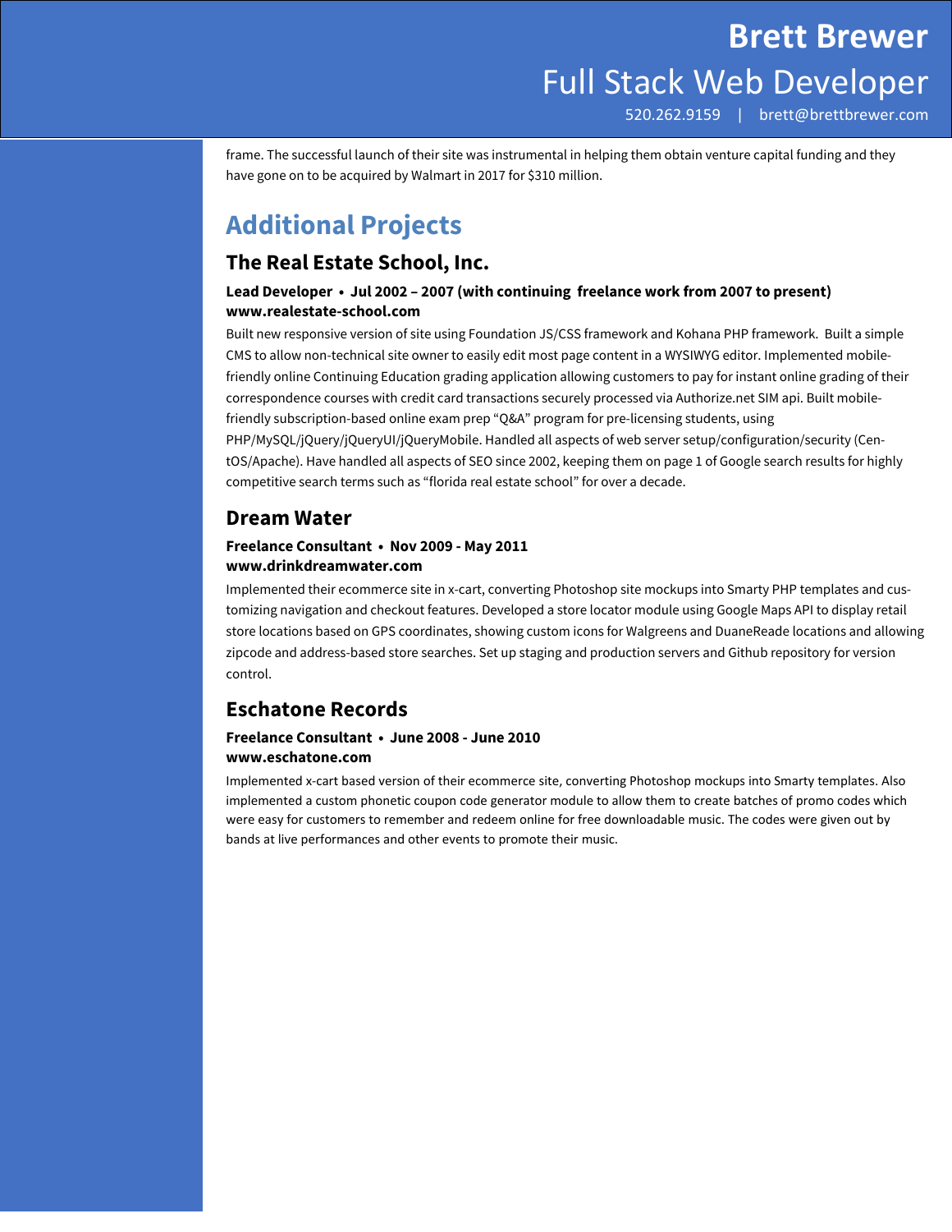frame. The successful launch of their site was instrumental in helping them obtain venture capital funding and they have gone on to be acquired by Walmart in 2017 for $310 million.

## Additional Projects

### The Real Estate School, Inc.

**Lead Developer • Jul 2002 – 2007 (with continuing freelance work from 2007 to present)**
**www.realestate-school.com**

Built new responsive version of site using Foundation JS/CSS framework and Kohana PHP framework. Built a simple CMS to allow non-technical site owner to easily edit most page content in a WYSIWYG editor. Implemented mobile-friendly online Continuing Education grading application allowing customers to pay for instant online grading of their correspondence courses with credit card transactions securely processed via Authorize.net SIM api. Built mobile-friendly subscription-based online exam prep "Q&A" program for pre-licensing students, using PHP/MySQL/jQuery/jQueryUI/jQueryMobile. Handled all aspects of web server setup/configuration/security (CentOS/Apache). Have handled all aspects of SEO since 2002, keeping them on page 1 of Google search results for highly competitive search terms such as "florida real estate school" for over a decade.

### Dream Water

**Freelance Consultant • Nov 2009 - May 2011**
**www.drinkdreamwater.com**

Implemented their ecommerce site in x-cart, converting Photoshop site mockups into Smarty PHP templates and customizing navigation and checkout features. Developed a store locator module using Google Maps API to display retail store locations based on GPS coordinates, showing custom icons for Walgreens and DuaneReade locations and allowing zipcode and address-based store searches. Set up staging and production servers and Github repository for version control.

### Eschatone Records

**Freelance Consultant • June 2008 - June 2010**
**www.eschatone.com**

Implemented x-cart based version of their ecommerce site, converting Photoshop mockups into Smarty templates. Also implemented a custom phonetic coupon code generator module to allow them to create batches of promo codes which were easy for customers to remember and redeem online for free downloadable music. The codes were given out by bands at live performances and other events to promote their music.